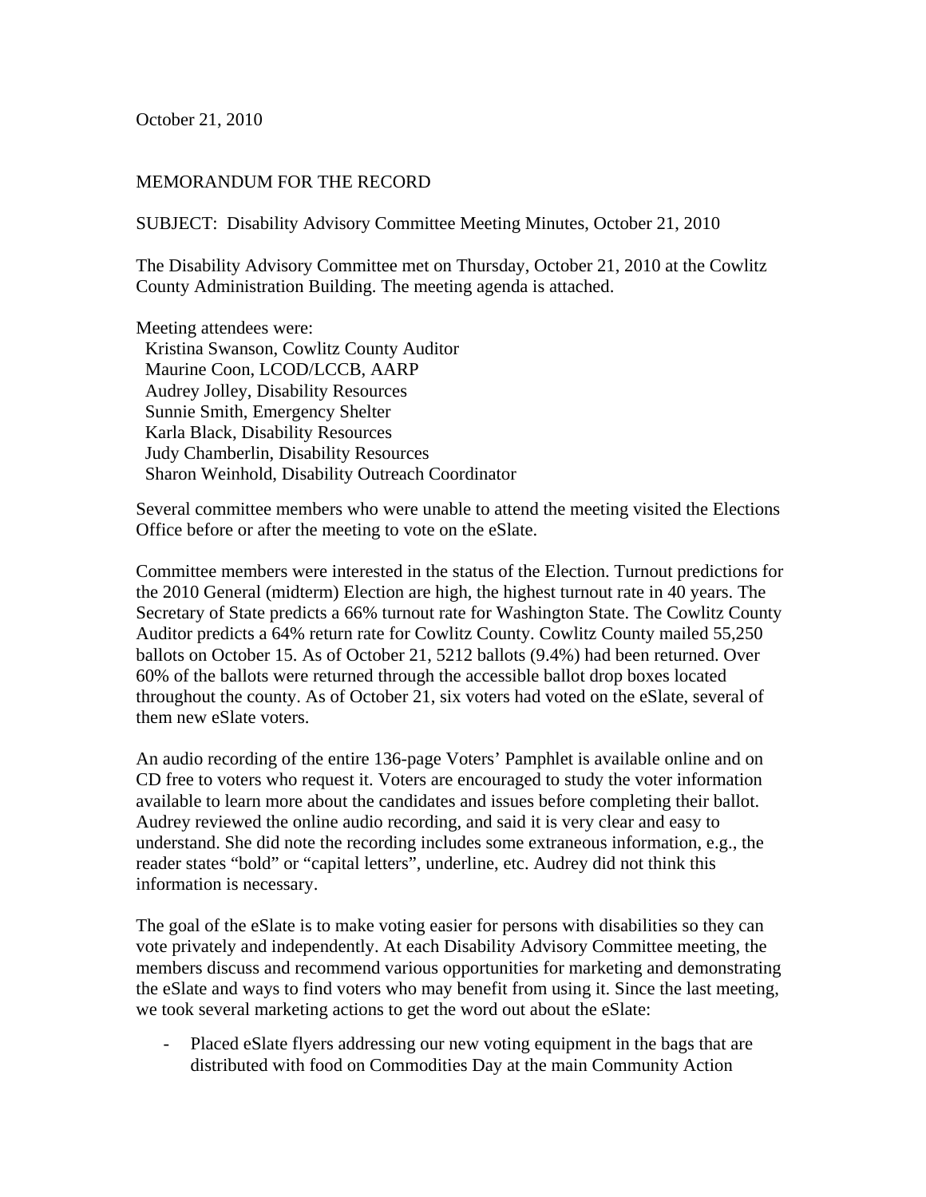October 21, 2010

MEMORANDUM FOR THE RECORD

SUBJECT: Disability Advisory Committee Meeting Minutes, October 21, 2010

The Disability Advisory Committee met on Thursday, October 21, 2010 at the Cowlitz County Administration Building. The meeting agenda is attached.

Meeting attendees were:
- Kristina Swanson, Cowlitz County Auditor
- Maurine Coon, LCOD/LCCB, AARP
- Audrey Jolley, Disability Resources
- Sunnie Smith, Emergency Shelter
- Karla Black, Disability Resources
- Judy Chamberlin, Disability Resources
- Sharon Weinhold, Disability Outreach Coordinator

Several committee members who were unable to attend the meeting visited the Elections Office before or after the meeting to vote on the eSlate.

Committee members were interested in the status of the Election. Turnout predictions for the 2010 General (midterm) Election are high, the highest turnout rate in 40 years. The Secretary of State predicts a 66% turnout rate for Washington State. The Cowlitz County Auditor predicts a 64% return rate for Cowlitz County. Cowlitz County mailed 55,250 ballots on October 15. As of October 21, 5212 ballots (9.4%) had been returned. Over 60% of the ballots were returned through the accessible ballot drop boxes located throughout the county. As of October 21, six voters had voted on the eSlate, several of them new eSlate voters.

An audio recording of the entire 136-page Voters' Pamphlet is available online and on CD free to voters who request it. Voters are encouraged to study the voter information available to learn more about the candidates and issues before completing their ballot. Audrey reviewed the online audio recording, and said it is very clear and easy to understand. She did note the recording includes some extraneous information, e.g., the reader states "bold" or "capital letters", underline, etc. Audrey did not think this information is necessary.

The goal of the eSlate is to make voting easier for persons with disabilities so they can vote privately and independently. At each Disability Advisory Committee meeting, the members discuss and recommend various opportunities for marketing and demonstrating the eSlate and ways to find voters who may benefit from using it. Since the last meeting, we took several marketing actions to get the word out about the eSlate:

- Placed eSlate flyers addressing our new voting equipment in the bags that are distributed with food on Commodities Day at the main Community Action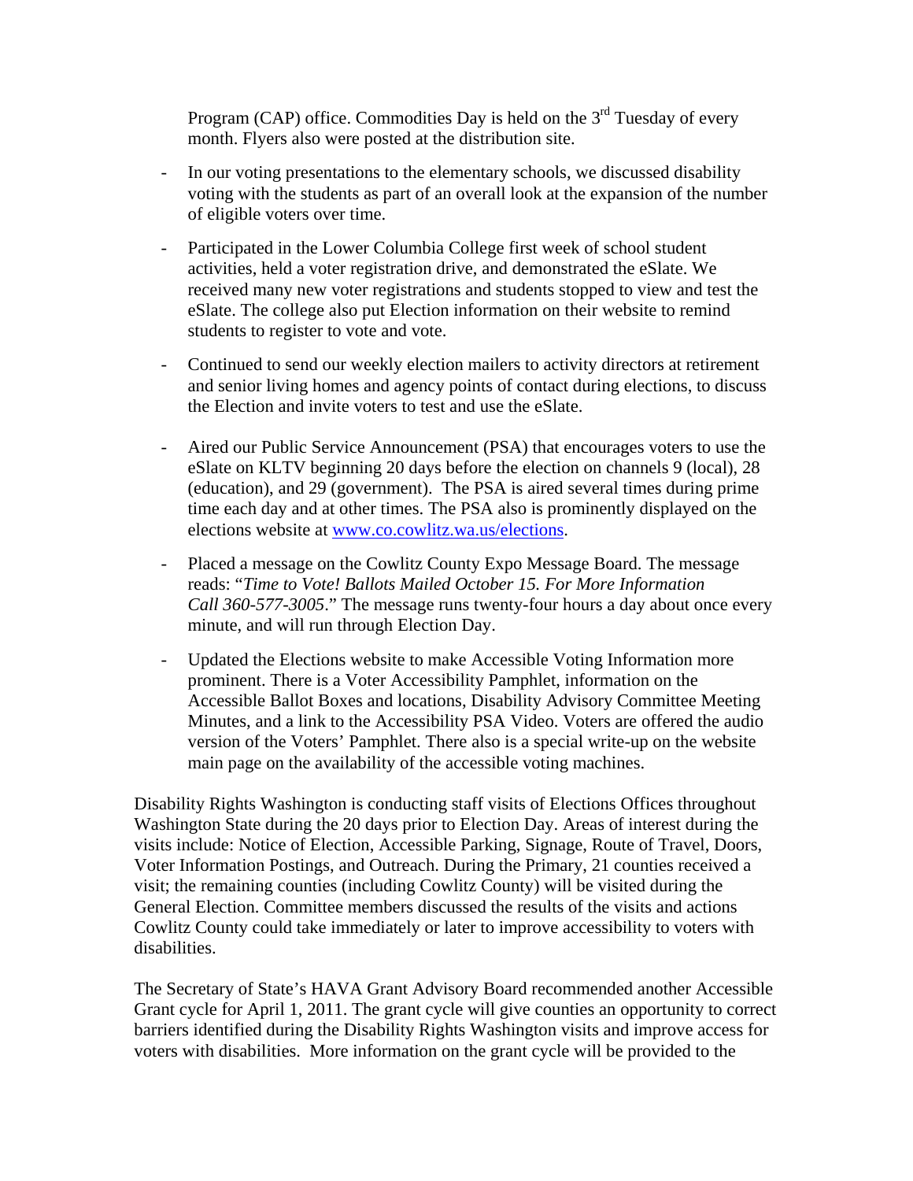Program (CAP) office. Commodities Day is held on the 3rd Tuesday of every month. Flyers also were posted at the distribution site.

- In our voting presentations to the elementary schools, we discussed disability voting with the students as part of an overall look at the expansion of the number of eligible voters over time.

- Participated in the Lower Columbia College first week of school student activities, held a voter registration drive, and demonstrated the eSlate. We received many new voter registrations and students stopped to view and test the eSlate. The college also put Election information on their website to remind students to register to vote and vote.

- Continued to send our weekly election mailers to activity directors at retirement and senior living homes and agency points of contact during elections, to discuss the Election and invite voters to test and use the eSlate.

- Aired our Public Service Announcement (PSA) that encourages voters to use the eSlate on KLTV beginning 20 days before the election on channels 9 (local), 28 (education), and 29 (government). The PSA is aired several times during prime time each day and at other times. The PSA also is prominently displayed on the elections website at www.co.cowlitz.wa.us/elections.

- Placed a message on the Cowlitz County Expo Message Board. The message reads: "*Time to Vote! Ballots Mailed October 15. For More Information Call 360-577-3005*." The message runs twenty-four hours a day about once every minute, and will run through Election Day.

- Updated the Elections website to make Accessible Voting Information more prominent. There is a Voter Accessibility Pamphlet, information on the Accessible Ballot Boxes and locations, Disability Advisory Committee Meeting Minutes, and a link to the Accessibility PSA Video. Voters are offered the audio version of the Voters' Pamphlet. There also is a special write-up on the website main page on the availability of the accessible voting machines.

Disability Rights Washington is conducting staff visits of Elections Offices throughout Washington State during the 20 days prior to Election Day. Areas of interest during the visits include: Notice of Election, Accessible Parking, Signage, Route of Travel, Doors, Voter Information Postings, and Outreach. During the Primary, 21 counties received a visit; the remaining counties (including Cowlitz County) will be visited during the General Election. Committee members discussed the results of the visits and actions Cowlitz County could take immediately or later to improve accessibility to voters with disabilities.

The Secretary of State's HAVA Grant Advisory Board recommended another Accessible Grant cycle for April 1, 2011. The grant cycle will give counties an opportunity to correct barriers identified during the Disability Rights Washington visits and improve access for voters with disabilities. More information on the grant cycle will be provided to the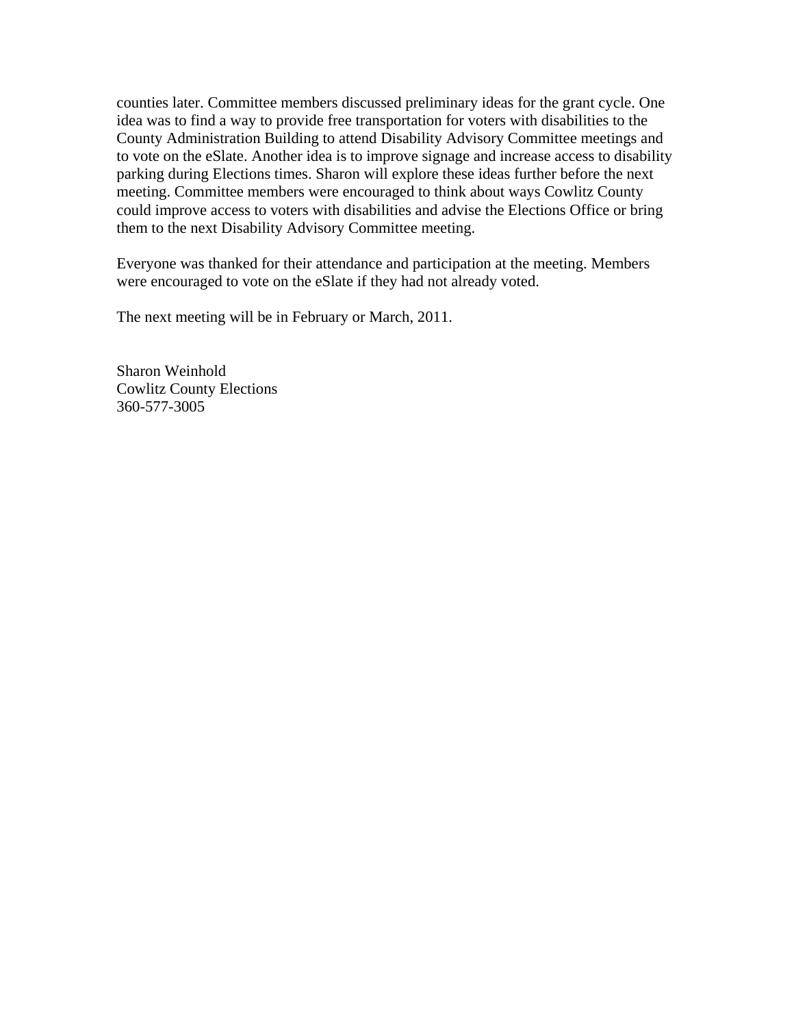counties later. Committee members discussed preliminary ideas for the grant cycle. One idea was to find a way to provide free transportation for voters with disabilities to the County Administration Building to attend Disability Advisory Committee meetings and to vote on the eSlate. Another idea is to improve signage and increase access to disability parking during Elections times. Sharon will explore these ideas further before the next meeting. Committee members were encouraged to think about ways Cowlitz County could improve access to voters with disabilities and advise the Elections Office or bring them to the next Disability Advisory Committee meeting.

Everyone was thanked for their attendance and participation at the meeting. Members were encouraged to vote on the eSlate if they had not already voted.

The next meeting will be in February or March, 2011.

Sharon Weinhold
Cowlitz County Elections
360-577-3005